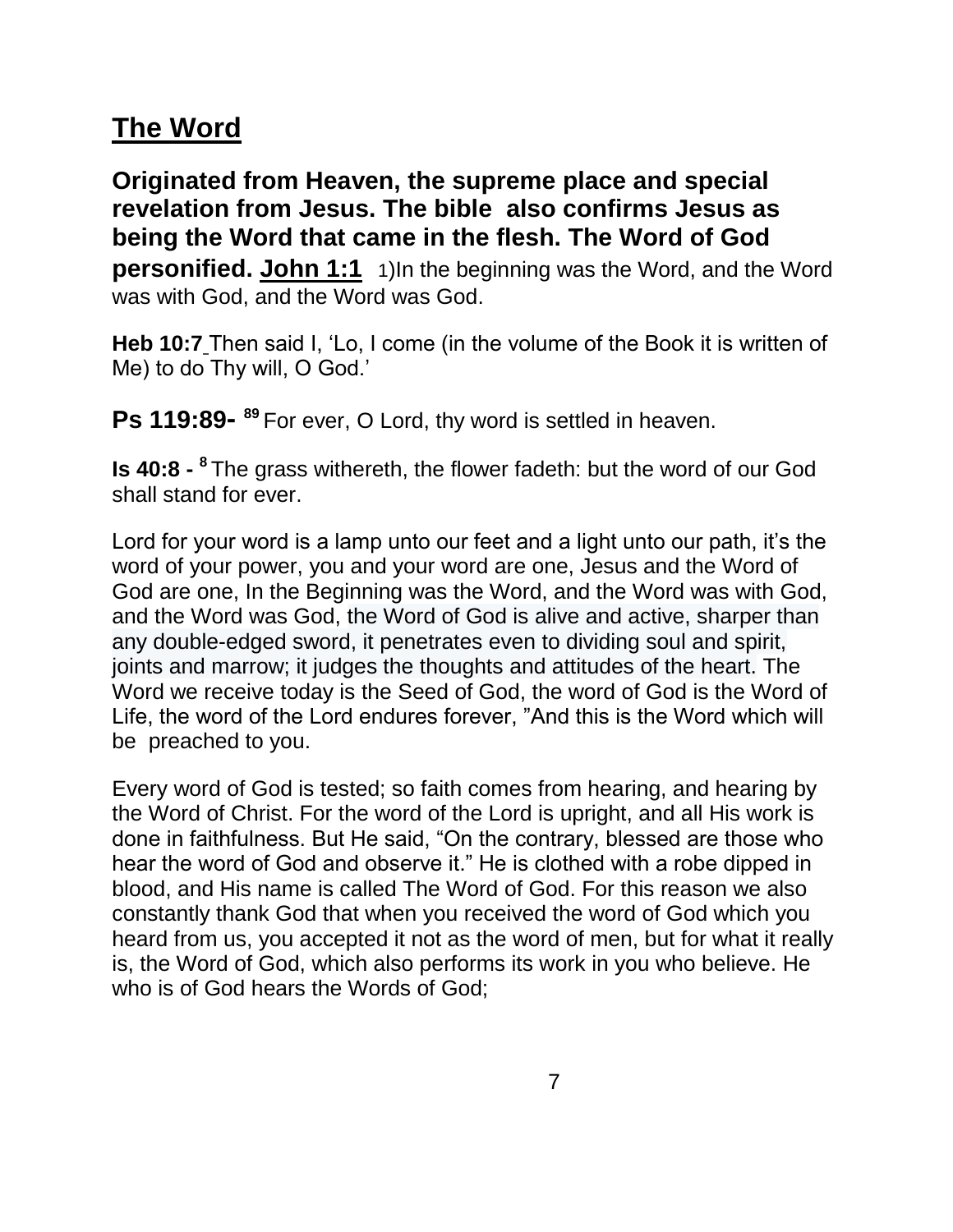# The Word

**Originated from Heaven, the supreme place and special revelation from Jesus. The bible also confirms Jesus as being the Word that came in the flesh. The Word of God personified. John 1:1** 1)In the beginning was the Word, and the Word was with God, and the Word was God.

**Heb 10:7** Then said I, 'Lo, I come (in the volume of the Book it is written of Me) to do Thy will, O God.'

**Ps 119:89-** [89] For ever, O Lord, thy word is settled in heaven.

**Is 40:8 -** [8] The grass withereth, the flower fadeth: but the word of our God shall stand for ever.

Lord for your word is a lamp unto our feet and a light unto our path, it's the word of your power, you and your word are one, Jesus and the Word of God are one, In the Beginning was the Word, and the Word was with God, and the Word was God, the Word of God is alive and active, sharper than any double-edged sword, it penetrates even to dividing soul and spirit, joints and marrow; it judges the thoughts and attitudes of the heart. The Word we receive today is the Seed of God, the word of God is the Word of Life, the word of the Lord endures forever, "And this is the Word which will be preached to you.

Every word of God is tested; so faith comes from hearing, and hearing by the Word of Christ. For the word of the Lord is upright, and all His work is done in faithfulness. But He said, "On the contrary, blessed are those who hear the word of God and observe it." He is clothed with a robe dipped in blood, and His name is called The Word of God. For this reason we also constantly thank God that when you received the word of God which you heard from us, you accepted it not as the word of men, but for what it really is, the Word of God, which also performs its work in you who believe. He who is of God hears the Words of God;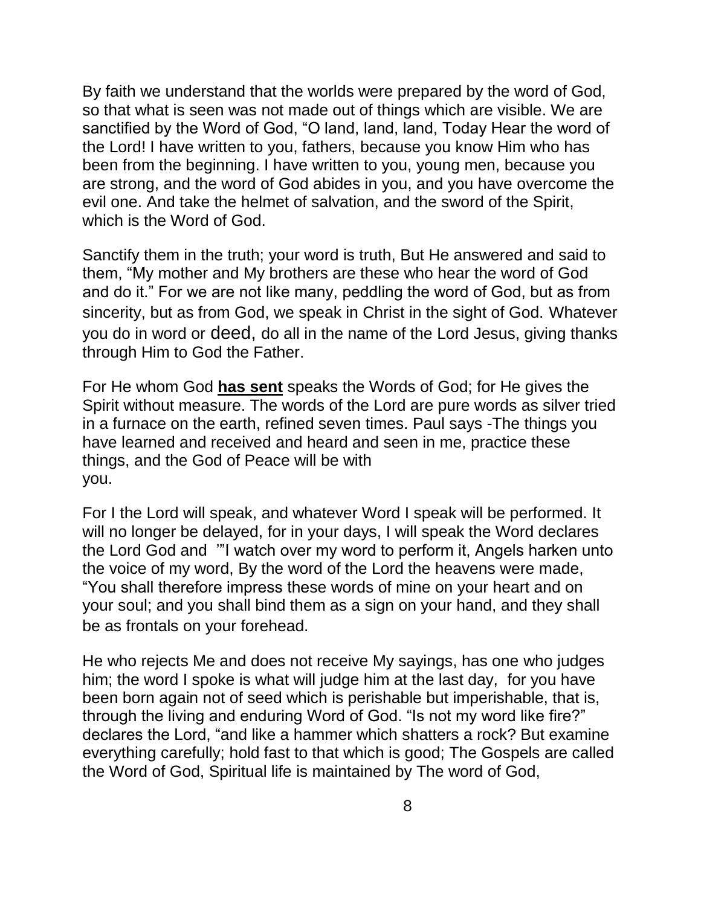By faith we understand that the worlds were prepared by the word of God, so that what is seen was not made out of things which are visible. We are sanctified by the Word of God, "O land, land, land, Today Hear the word of the Lord! I have written to you, fathers, because you know Him who has been from the beginning. I have written to you, young men, because you are strong, and the word of God abides in you, and you have overcome the evil one. And take the helmet of salvation, and the sword of the Spirit, which is the Word of God.

Sanctify them in the truth; your word is truth, But He answered and said to them, "My mother and My brothers are these who hear the word of God and do it." For we are not like many, peddling the word of God, but as from sincerity, but as from God, we speak in Christ in the sight of God. Whatever you do in word or deed, do all in the name of the Lord Jesus, giving thanks through Him to God the Father.

For He whom God **has sent** speaks the Words of God; for He gives the Spirit without measure. The words of the Lord are pure words as silver tried in a furnace on the earth, refined seven times. Paul says -The things you have learned and received and heard and seen in me, practice these things, and the God of Peace will be with you.

For I the Lord will speak, and whatever Word I speak will be performed. It will no longer be delayed, for in your days, I will speak the Word declares the Lord God and '"I watch over my word to perform it, Angels harken unto the voice of my word, By the word of the Lord the heavens were made, "You shall therefore impress these words of mine on your heart and on your soul; and you shall bind them as a sign on your hand, and they shall be as frontals on your forehead.

He who rejects Me and does not receive My sayings, has one who judges him; the word I spoke is what will judge him at the last day, for you have been born again not of seed which is perishable but imperishable, that is, through the living and enduring Word of God. "Is not my word like fire?" declares the Lord, "and like a hammer which shatters a rock? But examine everything carefully; hold fast to that which is good; The Gospels are called the Word of God, Spiritual life is maintained by The word of God,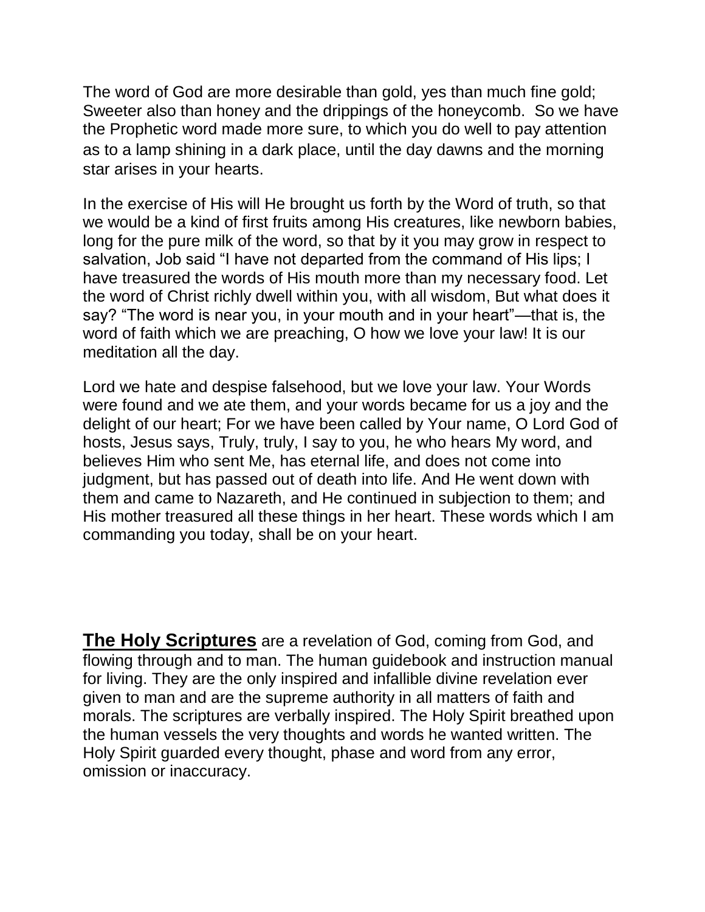The word of God are more desirable than gold, yes than much fine gold; Sweeter also than honey and the drippings of the honeycomb. So we have the Prophetic word made more sure, to which you do well to pay attention as to a lamp shining in a dark place, until the day dawns and the morning star arises in your hearts.

In the exercise of His will He brought us forth by the Word of truth, so that we would be a kind of first fruits among His creatures, like newborn babies, long for the pure milk of the word, so that by it you may grow in respect to salvation, Job said "I have not departed from the command of His lips; I have treasured the words of His mouth more than my necessary food. Let the word of Christ richly dwell within you, with all wisdom, But what does it say? "The word is near you, in your mouth and in your heart"—that is, the word of faith which we are preaching, O how we love your law! It is our meditation all the day.

Lord we hate and despise falsehood, but we love your law. Your Words were found and we ate them, and your words became for us a joy and the delight of our heart; For we have been called by Your name, O Lord God of hosts, Jesus says, Truly, truly, I say to you, he who hears My word, and believes Him who sent Me, has eternal life, and does not come into judgment, but has passed out of death into life. And He went down with them and came to Nazareth, and He continued in subjection to them; and His mother treasured all these things in her heart. These words which I am commanding you today, shall be on your heart.

**The Holy Scriptures** are a revelation of God, coming from God, and flowing through and to man. The human guidebook and instruction manual for living. They are the only inspired and infallible divine revelation ever given to man and are the supreme authority in all matters of faith and morals. The scriptures are verbally inspired. The Holy Spirit breathed upon the human vessels the very thoughts and words he wanted written. The Holy Spirit guarded every thought, phase and word from any error, omission or inaccuracy.